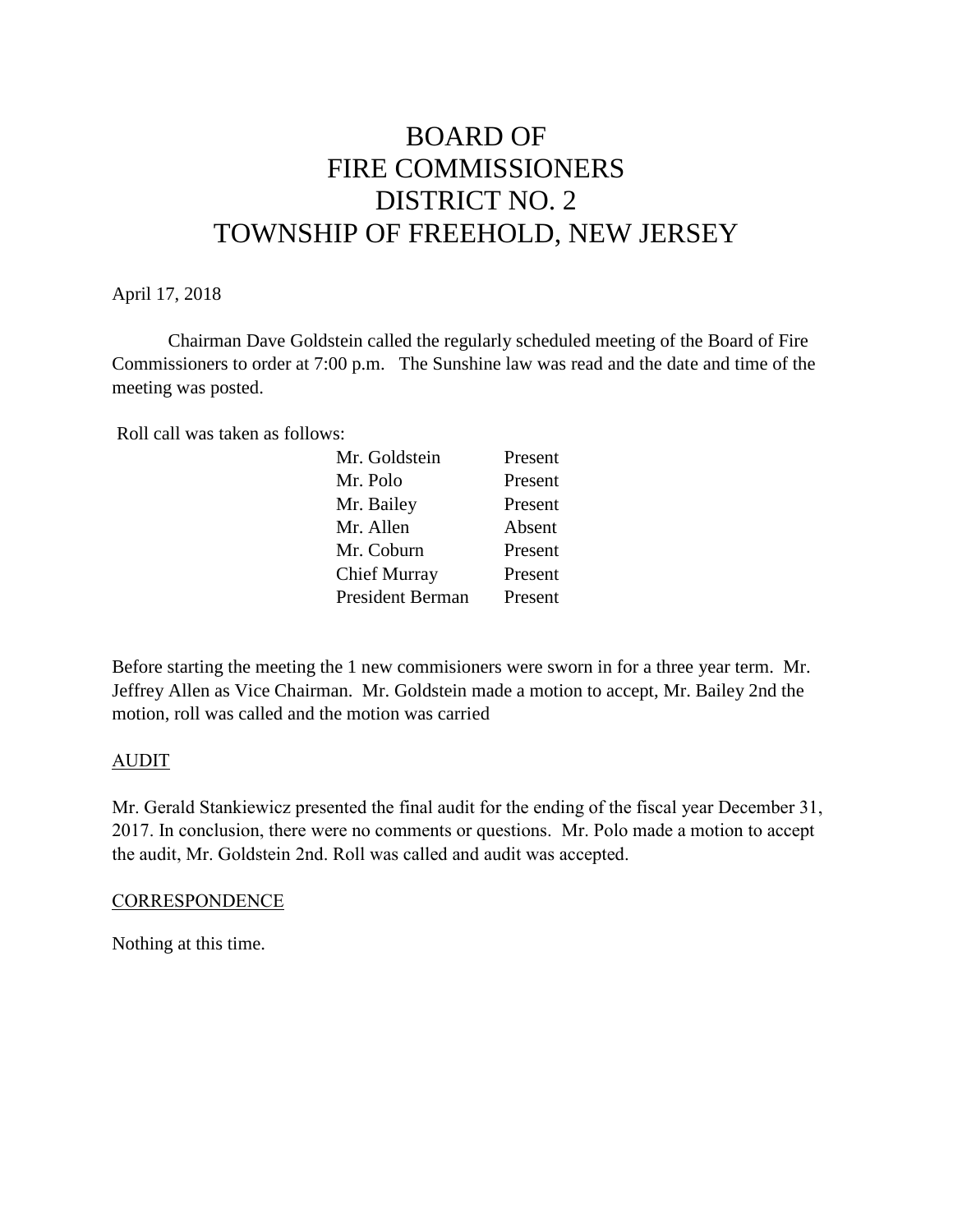# BOARD OF FIRE COMMISSIONERS DISTRICT NO. 2 TOWNSHIP OF FREEHOLD, NEW JERSEY

April 17, 2018

Chairman Dave Goldstein called the regularly scheduled meeting of the Board of Fire Commissioners to order at 7:00 p.m. The Sunshine law was read and the date and time of the meeting was posted.

Roll call was taken as follows:

| | |
|---|---|
| Mr. Goldstein | Present |
| Mr. Polo | Present |
| Mr. Bailey | Present |
| Mr. Allen | Absent |
| Mr. Coburn | Present |
| Chief Murray | Present |
| President Berman | Present |

Before starting the meeting the 1 new commisioners were sworn in for a three year term. Mr. Jeffrey Allen as Vice Chairman. Mr. Goldstein made a motion to accept, Mr. Bailey 2nd the motion, roll was called and the motion was carried

## AUDIT

Mr. Gerald Stankiewicz presented the final audit for the ending of the fiscal year December 31, 2017. In conclusion, there were no comments or questions. Mr. Polo made a motion to accept the audit, Mr. Goldstein 2nd. Roll was called and audit was accepted.

## CORRESPONDENCE

Nothing at this time.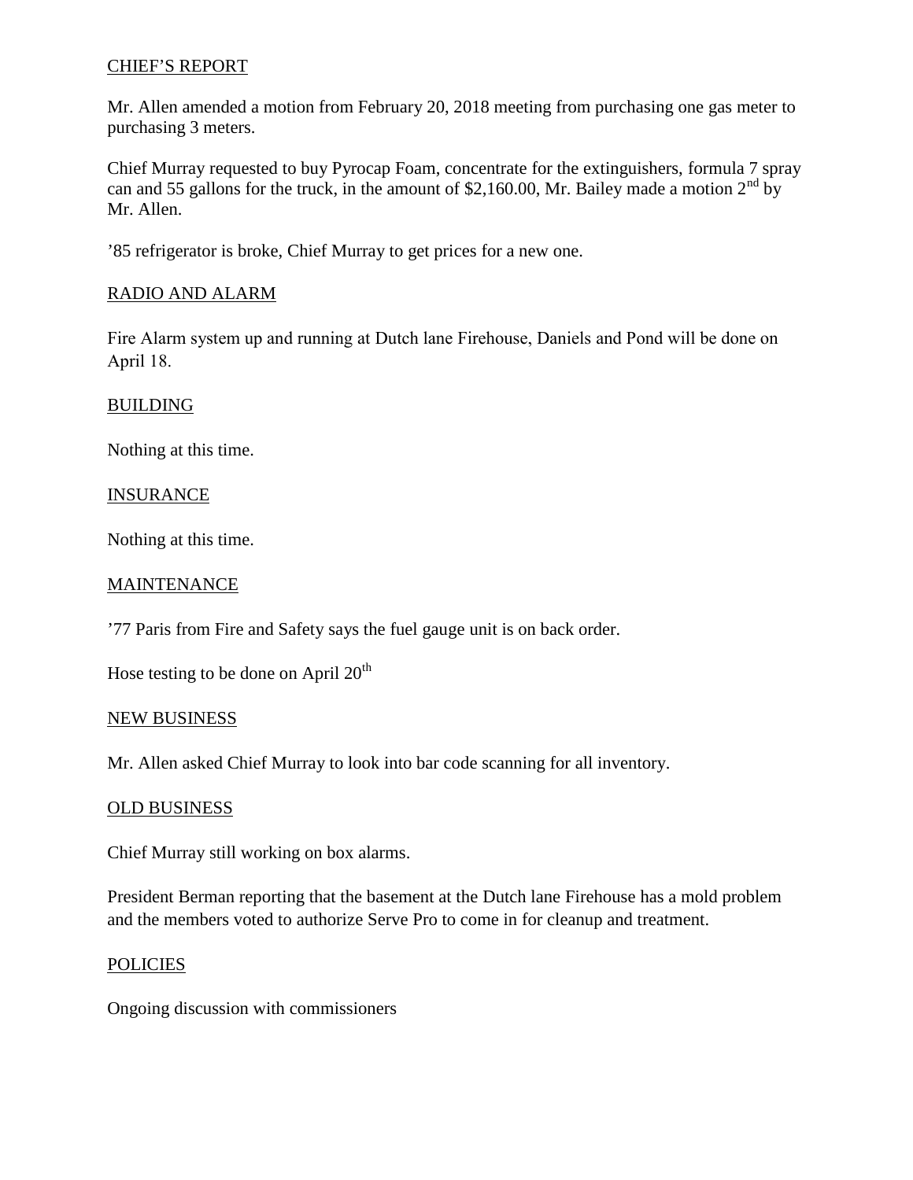## CHIEF'S REPORT

Mr. Allen amended a motion from February 20, 2018 meeting from purchasing one gas meter to purchasing 3 meters.

Chief Murray requested to buy Pyrocap Foam, concentrate for the extinguishers, formula 7 spray can and 55 gallons for the truck, in the amount of $2,160.00, Mr. Bailey made a motion 2nd by Mr. Allen.

'85 refrigerator is broke, Chief Murray to get prices for a new one.

## RADIO AND ALARM

Fire Alarm system up and running at Dutch lane Firehouse, Daniels and Pond will be done on April 18.

## BUILDING

Nothing at this time.

## INSURANCE

Nothing at this time.

## MAINTENANCE

'77 Paris from Fire and Safety says the fuel gauge unit is on back order.

Hose testing to be done on April 20th

## NEW BUSINESS

Mr. Allen asked Chief Murray to look into bar code scanning for all inventory.

## OLD BUSINESS

Chief Murray still working on box alarms.

President Berman reporting that the basement at the Dutch lane Firehouse has a mold problem and the members voted to authorize Serve Pro to come in for cleanup and treatment.

## POLICIES

Ongoing discussion with commissioners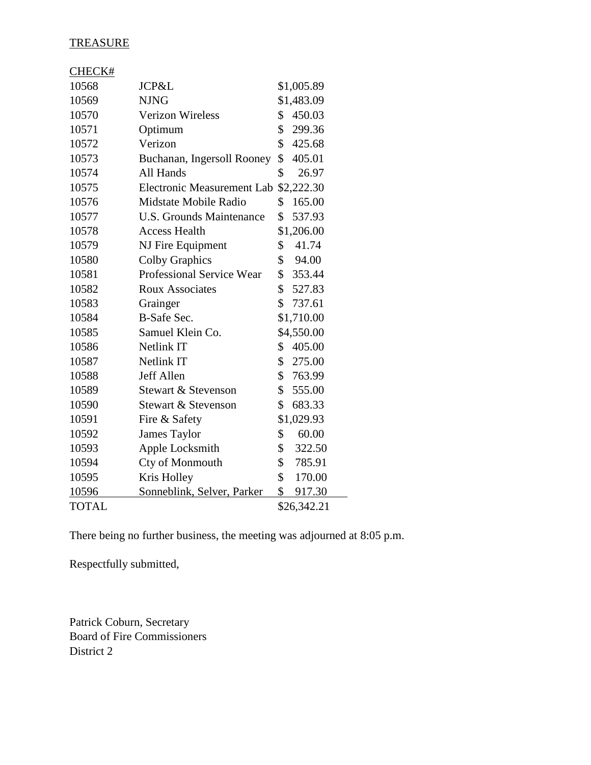TREASURE

| CHECK# | | |
|---|---|---|
| 10568 | JCP&L | $1,005.89 |
| 10569 | NJNG | $1,483.09 |
| 10570 | Verizon Wireless | $ 450.03 |
| 10571 | Optimum | $ 299.36 |
| 10572 | Verizon | $ 425.68 |
| 10573 | Buchanan, Ingersoll Rooney | $ 405.01 |
| 10574 | All Hands | $ 26.97 |
| 10575 | Electronic Measurement Lab | $2,222.30 |
| 10576 | Midstate Mobile Radio | $ 165.00 |
| 10577 | U.S. Grounds Maintenance | $ 537.93 |
| 10578 | Access Health | $1,206.00 |
| 10579 | NJ Fire Equipment | $ 41.74 |
| 10580 | Colby Graphics | $ 94.00 |
| 10581 | Professional Service Wear | $ 353.44 |
| 10582 | Roux Associates | $ 527.83 |
| 10583 | Grainger | $ 737.61 |
| 10584 | B-Safe Sec. | $1,710.00 |
| 10585 | Samuel Klein Co. | $4,550.00 |
| 10586 | Netlink IT | $ 405.00 |
| 10587 | Netlink IT | $ 275.00 |
| 10588 | Jeff Allen | $ 763.99 |
| 10589 | Stewart & Stevenson | $ 555.00 |
| 10590 | Stewart & Stevenson | $ 683.33 |
| 10591 | Fire & Safety | $1,029.93 |
| 10592 | James Taylor | $ 60.00 |
| 10593 | Apple Locksmith | $ 322.50 |
| 10594 | Cty of Monmouth | $ 785.91 |
| 10595 | Kris Holley | $ 170.00 |
| 10596 | Sonneblink, Selver, Parker | $ 917.30 |
| TOTAL | | $26,342.21 |

There being no further business, the meeting was adjourned at 8:05 p.m.

Respectfully submitted,

Patrick Coburn, Secretary
Board of Fire Commissioners
District 2